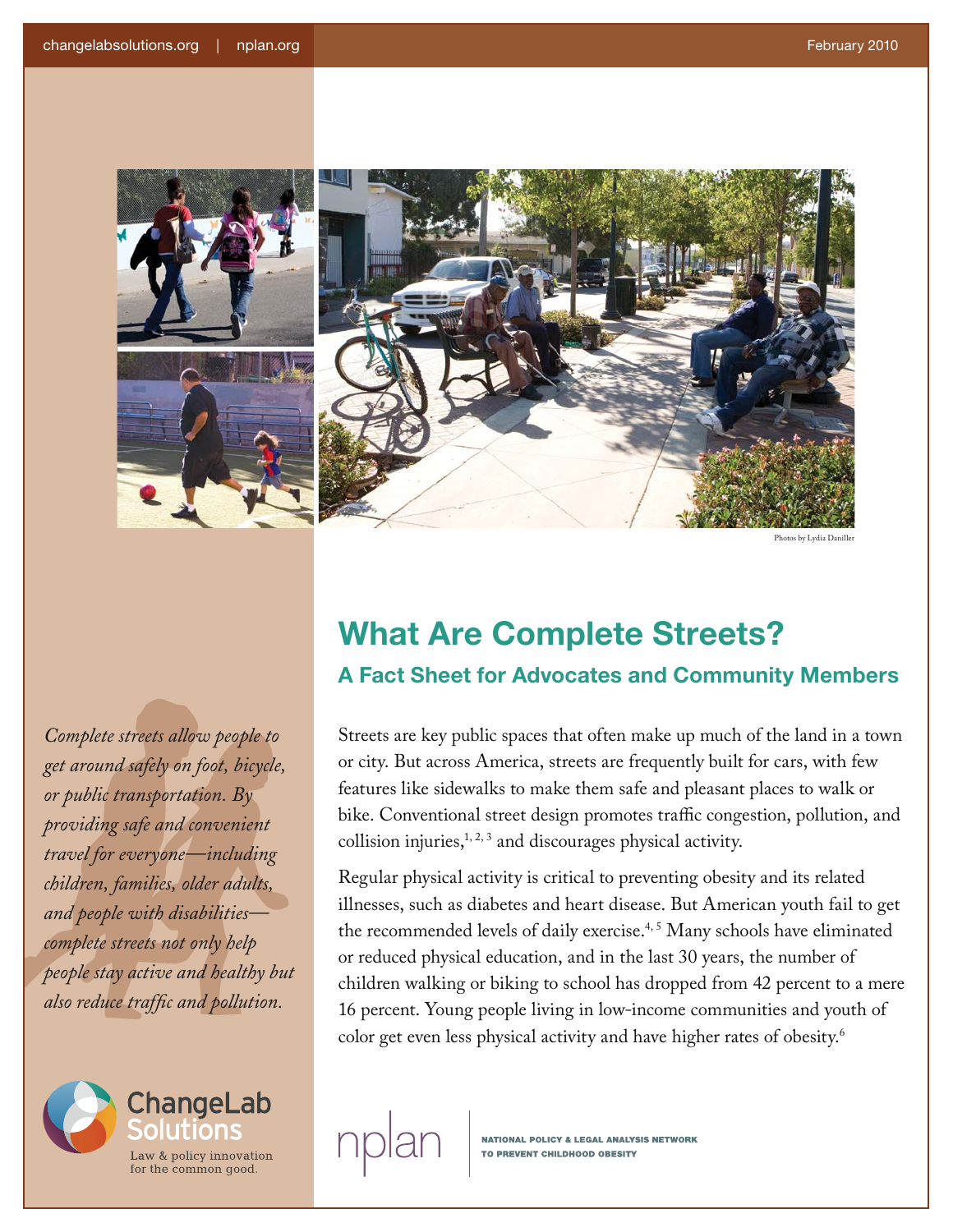Photos by Lydia Daniller

# What Are Complete Streets?

## A Fact Sheet for Advocates and Community Members

*Complete streets allow people to get around safely on foot, bicycle, or public transportation. By providing safe and convenient travel for everyone—including children, families, older adults, and people with disabilities—complete streets not only help people stay active and healthy but also reduce traffic and pollution.*

Streets are key public spaces that often make up much of the land in a town or city. But across America, streets are frequently built for cars, with few features like sidewalks to make them safe and pleasant places to walk or bike. Conventional street design promotes traffic congestion, pollution, and collision injuries,[1, 2, 3] and discourages physical activity.

Regular physical activity is critical to preventing obesity and its related illnesses, such as diabetes and heart disease. But American youth fail to get the recommended levels of daily exercise.[4, 5] Many schools have eliminated or reduced physical education, and in the last 30 years, the number of children walking or biking to school has dropped from 42 percent to a mere 16 percent. Young people living in low-income communities and youth of color get even less physical activity and have higher rates of obesity.[6]

ChangeLab Solutions — Law & policy innovation for the common good.

nplan — NATIONAL POLICY & LEGAL ANALYSIS NETWORK TO PREVENT CHILDHOOD OBESITY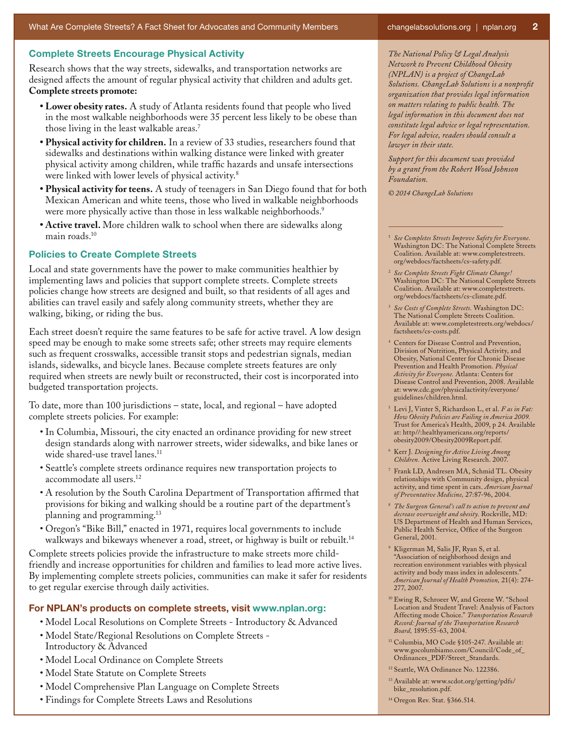## Complete Streets Encourage Physical Activity

Research shows that the way streets, sidewalks, and transportation networks are designed affects the amount of regular physical activity that children and adults get. **Complete streets promote:**

- **Lower obesity rates.** A study of Atlanta residents found that people who lived in the most walkable neighborhoods were 35 percent less likely to be obese than those living in the least walkable areas.[7]
- **Physical activity for children.** In a review of 33 studies, researchers found that sidewalks and destinations within walking distance were linked with greater physical activity among children, while traffic hazards and unsafe intersections were linked with lower levels of physical activity.[8]
- **Physical activity for teens.** A study of teenagers in San Diego found that for both Mexican American and white teens, those who lived in walkable neighborhoods were more physically active than those in less walkable neighborhoods.[9]
- **Active travel.** More children walk to school when there are sidewalks along main roads.[10]

## Policies to Create Complete Streets

Local and state governments have the power to make communities healthier by implementing laws and policies that support complete streets. Complete streets policies change how streets are designed and built, so that residents of all ages and abilities can travel easily and safely along community streets, whether they are walking, biking, or riding the bus.

Each street doesn't require the same features to be safe for active travel. A low design speed may be enough to make some streets safe; other streets may require elements such as frequent crosswalks, accessible transit stops and pedestrian signals, median islands, sidewalks, and bicycle lanes. Because complete streets features are only required when streets are newly built or reconstructed, their cost is incorporated into budgeted transportation projects.

To date, more than 100 jurisdictions – state, local, and regional – have adopted complete streets policies. For example:

- In Columbia, Missouri, the city enacted an ordinance providing for new street design standards along with narrower streets, wider sidewalks, and bike lanes or wide shared-use travel lanes.[11]
- Seattle's complete streets ordinance requires new transportation projects to accommodate all users.[12]
- A resolution by the South Carolina Department of Transportation affirmed that provisions for biking and walking should be a routine part of the department's planning and programming.[13]
- Oregon's "Bike Bill," enacted in 1971, requires local governments to include walkways and bikeways whenever a road, street, or highway is built or rebuilt.[14]

Complete streets policies provide the infrastructure to make streets more child-friendly and increase opportunities for children and families to lead more active lives. By implementing complete streets policies, communities can make it safer for residents to get regular exercise through daily activities.

### For NPLAN's products on complete streets, visit www.nplan.org:

- Model Local Resolutions on Complete Streets - Introductory & Advanced
- Model State/Regional Resolutions on Complete Streets - Introductory & Advanced
- Model Local Ordinance on Complete Streets
- Model State Statute on Complete Streets
- Model Comprehensive Plan Language on Complete Streets
- Findings for Complete Streets Laws and Resolutions

*The National Policy & Legal Analysis Network to Prevent Childhood Obesity (NPLAN) is a project of ChangeLab Solutions. ChangeLab Solutions is a nonprofit organization that provides legal information on matters relating to public health. The legal information in this document does not constitute legal advice or legal representation. For legal advice, readers should consult a lawyer in their state.*

*Support for this document was provided by a grant from the Robert Wood Johnson Foundation.*

*© 2014 ChangeLab Solutions*

---

1. *See Completes Streets Improve Safety for Everyone.* Washington DC: The National Complete Streets Coalition. Available at: www.completestreets.org/webdocs/factsheets/cs-safety.pdf.
2. *See Complete Streets Fight Climate Change!* Washington DC: The National Complete Streets Coalition. Available at: www.completestreets.org/webdocs/factsheets/cs-climate.pdf.
3. *See Costs of Complete Streets.* Washington DC: The National Complete Streets Coalition. Available at: www.completestreets.org/webdocs/factsheets/cs-costs.pdf.
4. Centers for Disease Control and Prevention, Division of Nutrition, Physical Activity, and Obesity, National Center for Chronic Disease Prevention and Health Promotion. *Physical Activity for Everyone.* Atlanta: Centers for Disease Control and Prevention, 2008. Available at: www.cdc.gov/physicalactivity/everyone/guidelines/children.html.
5. Levi J, Vinter S, Richardson L, et al. *F as in Fat: How Obesity Policies are Failing in America 2009.* Trust for America's Health, 2009, p 24. Available at: http//:healthyamericans.org/reports/obesity2009/Obesity2009Report.pdf.
6. Kerr J. *Designing for Active Living Among Children.* Active Living Research. 2007.
7. Frank LD, Andresen MA, Schmid TL. Obesity relationships with Community design, physical activity, and time spent in cars. *American Journal of Preventative Medicine,* 27:87-96, 2004.
8. *The Surgeon General's call to action to prevent and decrease overweight and obesity.* Rockville, MD: US Department of Health and Human Services, Public Health Service, Office of the Surgeon General, 2001.
9. Kligerman M, Salis JF, Ryan S, et al. "Association of neighborhood design and recreation environment variables with physical activity and body mass index in adolescents." *American Journal of Health Promotion,* 21(4): 274-277, 2007.
10. Ewing R, Schroeer W, and Greene W. "School Location and Student Travel: Analysis of Factors Affecting mode Choice." *Transportation Research Record: Journal of the Transportation Research Board,* 1895:55-63, 2004.
11. Columbia, MO Code §105-247. Available at: www.gocolumbiamo.com/Council/Code_of_Ordinances_PDF/Street_Standards.
12. Seattle, WA Ordinance No. 122386.
13. Available at: www.scdot.org/getting/pdfs/bike_resolution.pdf.
14. Oregon Rev. Stat. §366.514.